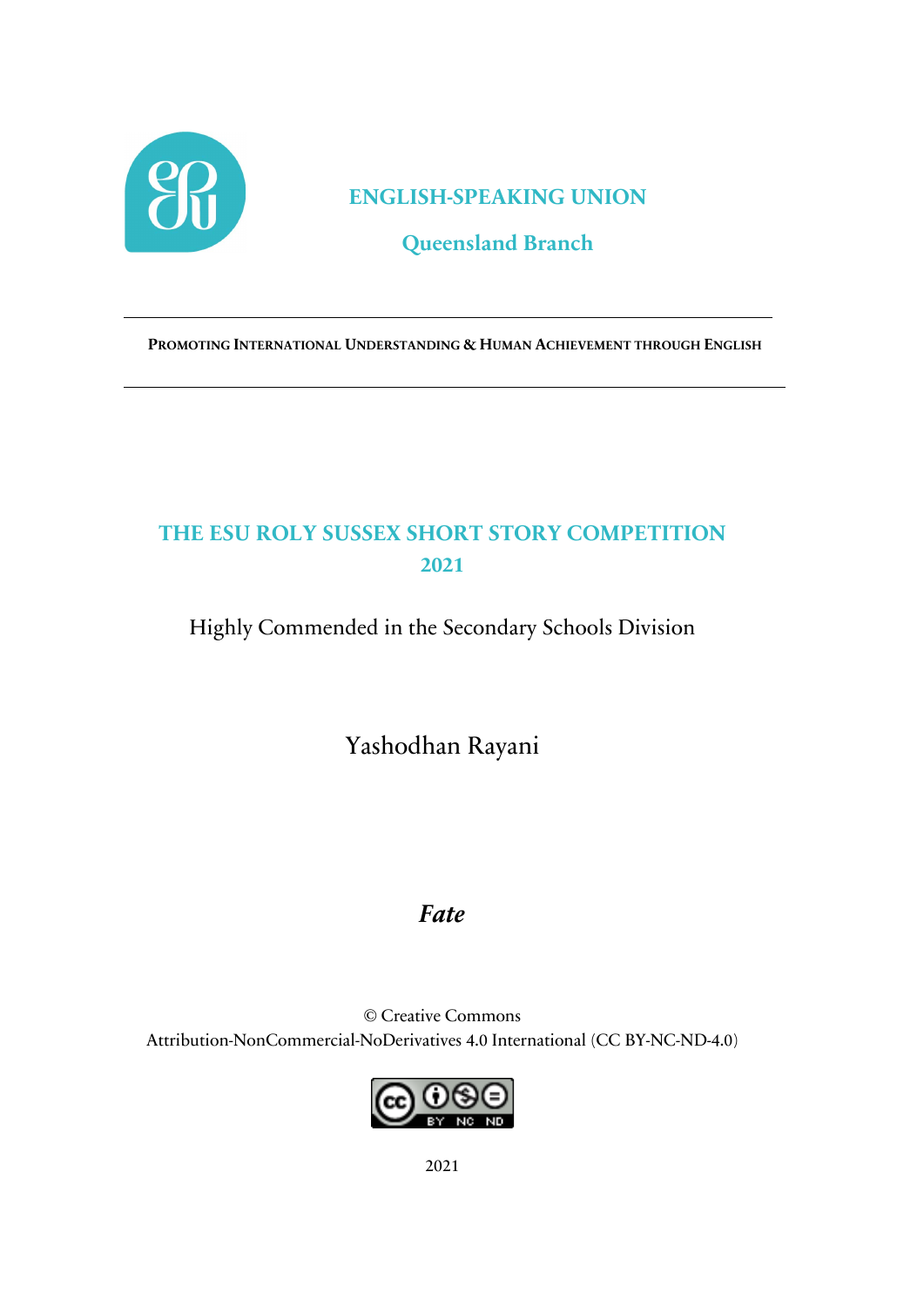**ENGLISH-SPEAKING UNION**

**Queensland Branch**

---

**PROMOTING INTERNATIONAL UNDERSTANDING & HUMAN ACHIEVEMENT THROUGH ENGLISH**

---

# THE ESU ROLY SUSSEX SHORT STORY COMPETITION 2021

Highly Commended in the Secondary Schools Division

Yashodhan Rayani

## *Fate*

© Creative Commons
Attribution-NonCommercial-NoDerivatives 4.0 International (CC BY-NC-ND-4.0)

2021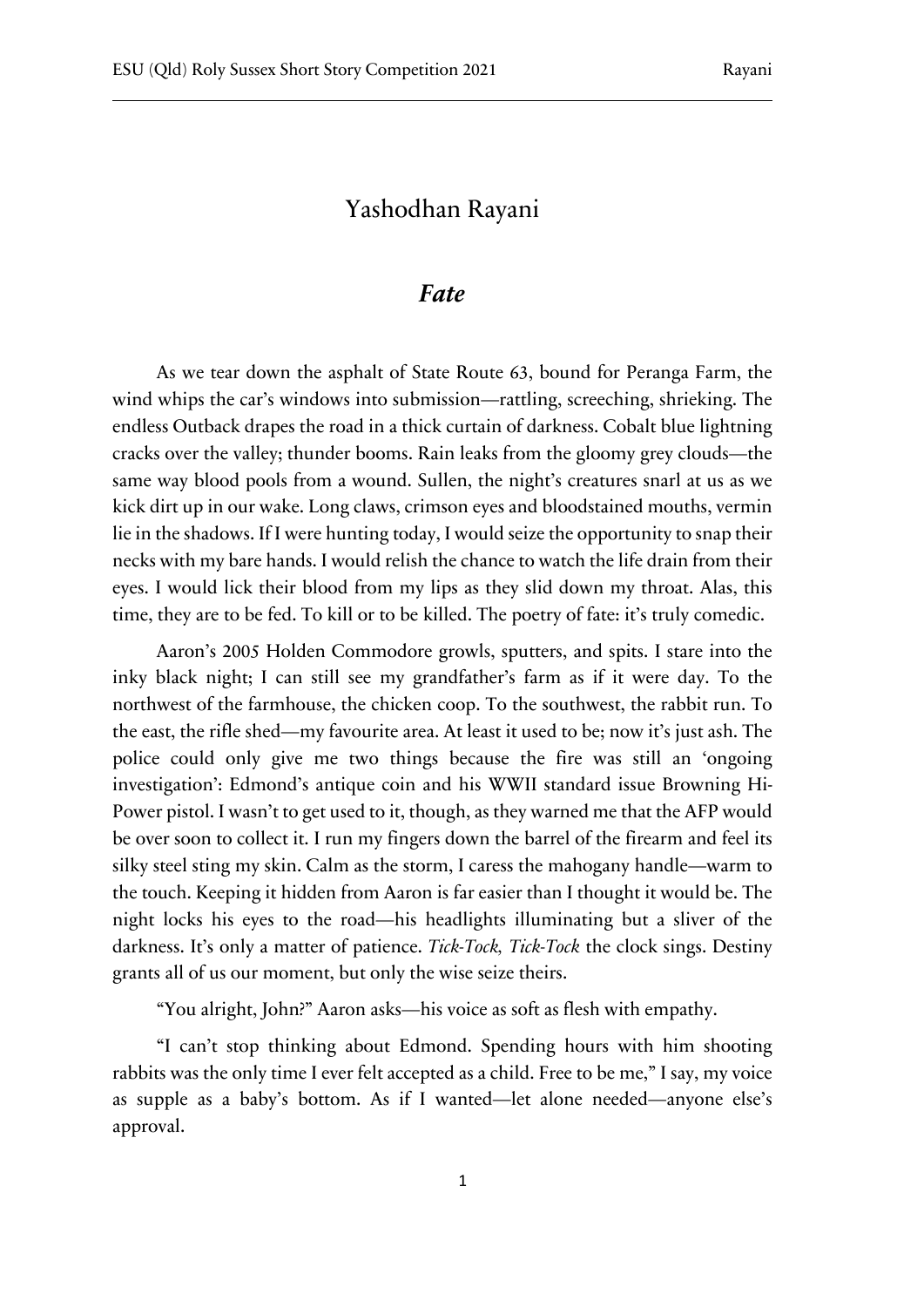# Yashodhan Rayani

## *Fate*

As we tear down the asphalt of State Route 63, bound for Peranga Farm, the wind whips the car's windows into submission—rattling, screeching, shrieking. The endless Outback drapes the road in a thick curtain of darkness. Cobalt blue lightning cracks over the valley; thunder booms. Rain leaks from the gloomy grey clouds—the same way blood pools from a wound. Sullen, the night's creatures snarl at us as we kick dirt up in our wake. Long claws, crimson eyes and bloodstained mouths, vermin lie in the shadows. If I were hunting today, I would seize the opportunity to snap their necks with my bare hands. I would relish the chance to watch the life drain from their eyes. I would lick their blood from my lips as they slid down my throat. Alas, this time, they are to be fed. To kill or to be killed. The poetry of fate: it's truly comedic.

Aaron's 2005 Holden Commodore growls, sputters, and spits. I stare into the inky black night; I can still see my grandfather's farm as if it were day. To the northwest of the farmhouse, the chicken coop. To the southwest, the rabbit run. To the east, the rifle shed—my favourite area. At least it used to be; now it's just ash. The police could only give me two things because the fire was still an 'ongoing investigation': Edmond's antique coin and his WWII standard issue Browning Hi-Power pistol. I wasn't to get used to it, though, as they warned me that the AFP would be over soon to collect it. I run my fingers down the barrel of the firearm and feel its silky steel sting my skin. Calm as the storm, I caress the mahogany handle—warm to the touch. Keeping it hidden from Aaron is far easier than I thought it would be. The night locks his eyes to the road—his headlights illuminating but a sliver of the darkness. It's only a matter of patience. *Tick-Tock, Tick-Tock* the clock sings. Destiny grants all of us our moment, but only the wise seize theirs.

"You alright, John?" Aaron asks—his voice as soft as flesh with empathy.

"I can't stop thinking about Edmond. Spending hours with him shooting rabbits was the only time I ever felt accepted as a child. Free to be me," I say, my voice as supple as a baby's bottom. As if I wanted—let alone needed—anyone else's approval.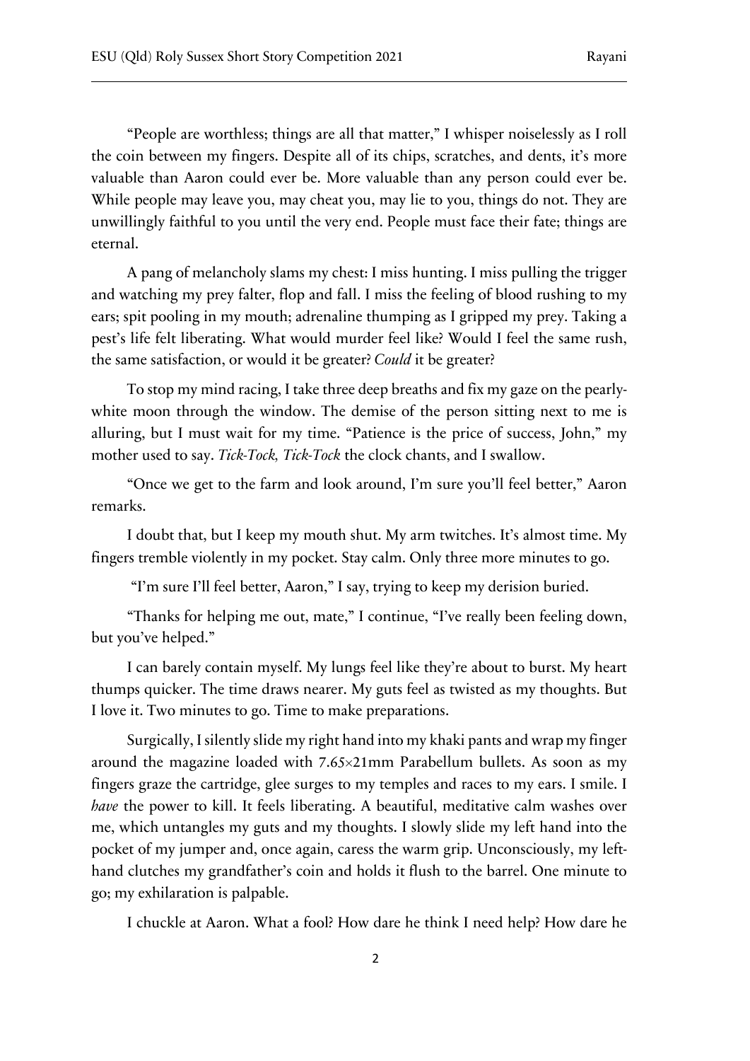"People are worthless; things are all that matter," I whisper noiselessly as I roll the coin between my fingers. Despite all of its chips, scratches, and dents, it's more valuable than Aaron could ever be. More valuable than any person could ever be. While people may leave you, may cheat you, may lie to you, things do not. They are unwillingly faithful to you until the very end. People must face their fate; things are eternal.

A pang of melancholy slams my chest: I miss hunting. I miss pulling the trigger and watching my prey falter, flop and fall. I miss the feeling of blood rushing to my ears; spit pooling in my mouth; adrenaline thumping as I gripped my prey. Taking a pest's life felt liberating. What would murder feel like? Would I feel the same rush, the same satisfaction, or would it be greater? *Could* it be greater?

To stop my mind racing, I take three deep breaths and fix my gaze on the pearly-white moon through the window. The demise of the person sitting next to me is alluring, but I must wait for my time. "Patience is the price of success, John," my mother used to say. *Tick-Tock, Tick-Tock* the clock chants, and I swallow.

"Once we get to the farm and look around, I'm sure you'll feel better," Aaron remarks.

I doubt that, but I keep my mouth shut. My arm twitches. It's almost time. My fingers tremble violently in my pocket. Stay calm. Only three more minutes to go.

"I'm sure I'll feel better, Aaron," I say, trying to keep my derision buried.

"Thanks for helping me out, mate," I continue, "I've really been feeling down, but you've helped."

I can barely contain myself. My lungs feel like they're about to burst. My heart thumps quicker. The time draws nearer. My guts feel as twisted as my thoughts. But I love it. Two minutes to go. Time to make preparations.

Surgically, I silently slide my right hand into my khaki pants and wrap my finger around the magazine loaded with 7.65×21mm Parabellum bullets. As soon as my fingers graze the cartridge, glee surges to my temples and races to my ears. I smile. I *have* the power to kill. It feels liberating. A beautiful, meditative calm washes over me, which untangles my guts and my thoughts. I slowly slide my left hand into the pocket of my jumper and, once again, caress the warm grip. Unconsciously, my left-hand clutches my grandfather's coin and holds it flush to the barrel. One minute to go; my exhilaration is palpable.

I chuckle at Aaron. What a fool? How dare he think I need help? How dare he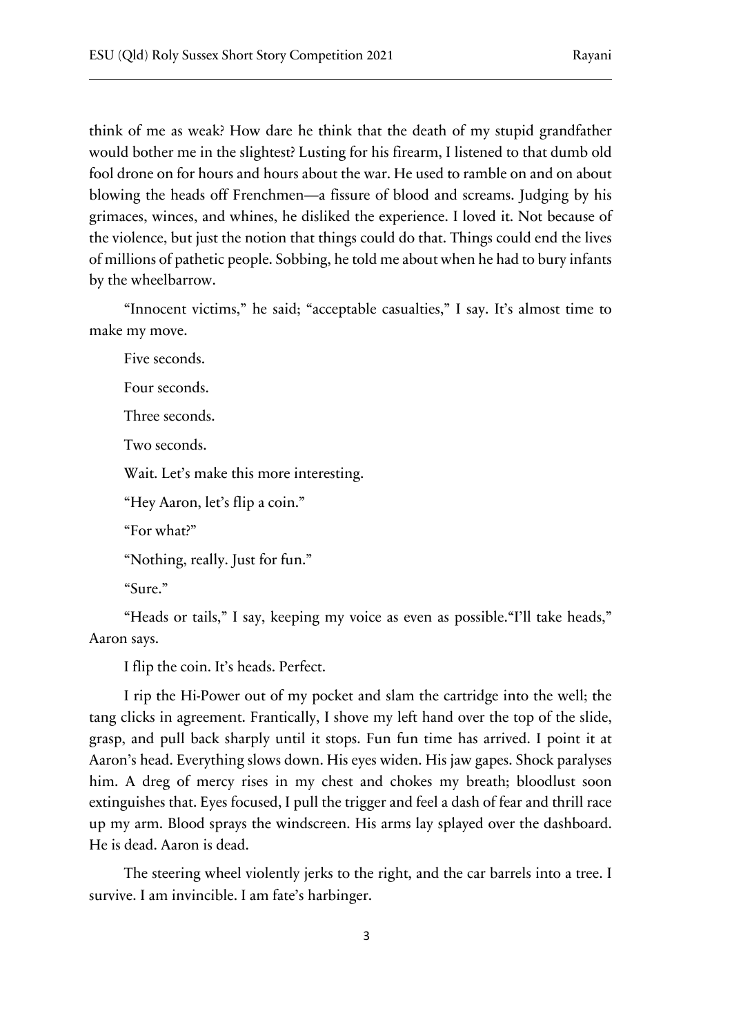think of me as weak? How dare he think that the death of my stupid grandfather would bother me in the slightest? Lusting for his firearm, I listened to that dumb old fool drone on for hours and hours about the war. He used to ramble on and on about blowing the heads off Frenchmen—a fissure of blood and screams. Judging by his grimaces, winces, and whines, he disliked the experience. I loved it. Not because of the violence, but just the notion that things could do that. Things could end the lives of millions of pathetic people. Sobbing, he told me about when he had to bury infants by the wheelbarrow.

"Innocent victims," he said; "acceptable casualties," I say. It's almost time to make my move.

Five seconds.

Four seconds.

Three seconds.

Two seconds.

Wait. Let's make this more interesting.

"Hey Aaron, let's flip a coin."

"For what?"

"Nothing, really. Just for fun."

"Sure."

"Heads or tails," I say, keeping my voice as even as possible."I'll take heads," Aaron says.

I flip the coin. It's heads. Perfect.

I rip the Hi-Power out of my pocket and slam the cartridge into the well; the tang clicks in agreement. Frantically, I shove my left hand over the top of the slide, grasp, and pull back sharply until it stops. Fun fun time has arrived. I point it at Aaron's head. Everything slows down. His eyes widen. His jaw gapes. Shock paralyses him. A dreg of mercy rises in my chest and chokes my breath; bloodlust soon extinguishes that. Eyes focused, I pull the trigger and feel a dash of fear and thrill race up my arm. Blood sprays the windscreen. His arms lay splayed over the dashboard. He is dead. Aaron is dead.

The steering wheel violently jerks to the right, and the car barrels into a tree. I survive. I am invincible. I am fate's harbinger.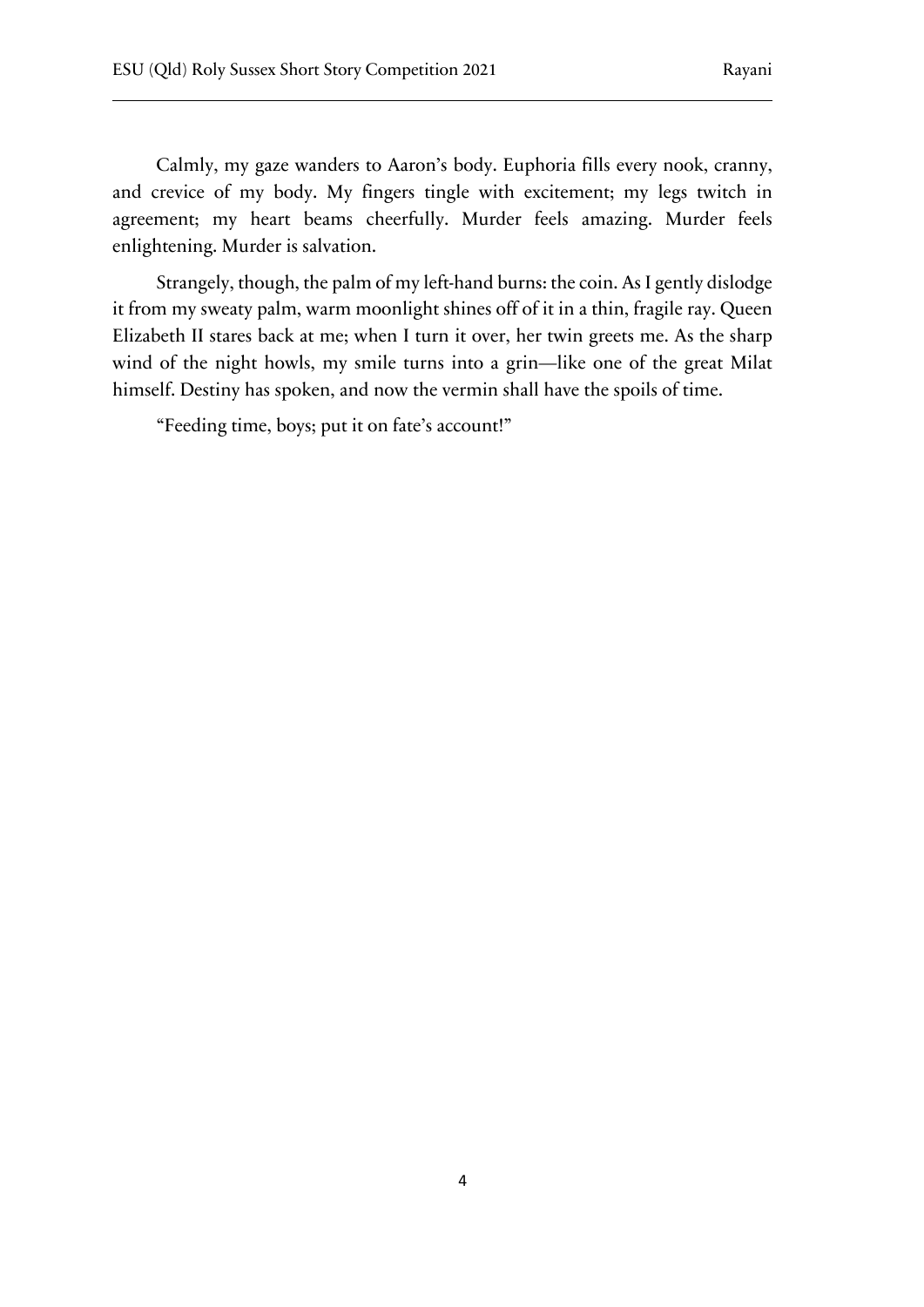Calmly, my gaze wanders to Aaron's body. Euphoria fills every nook, cranny, and crevice of my body. My fingers tingle with excitement; my legs twitch in agreement; my heart beams cheerfully. Murder feels amazing. Murder feels enlightening. Murder is salvation.

Strangely, though, the palm of my left-hand burns: the coin. As I gently dislodge it from my sweaty palm, warm moonlight shines off of it in a thin, fragile ray. Queen Elizabeth II stares back at me; when I turn it over, her twin greets me. As the sharp wind of the night howls, my smile turns into a grin—like one of the great Milat himself. Destiny has spoken, and now the vermin shall have the spoils of time.

"Feeding time, boys; put it on fate's account!"